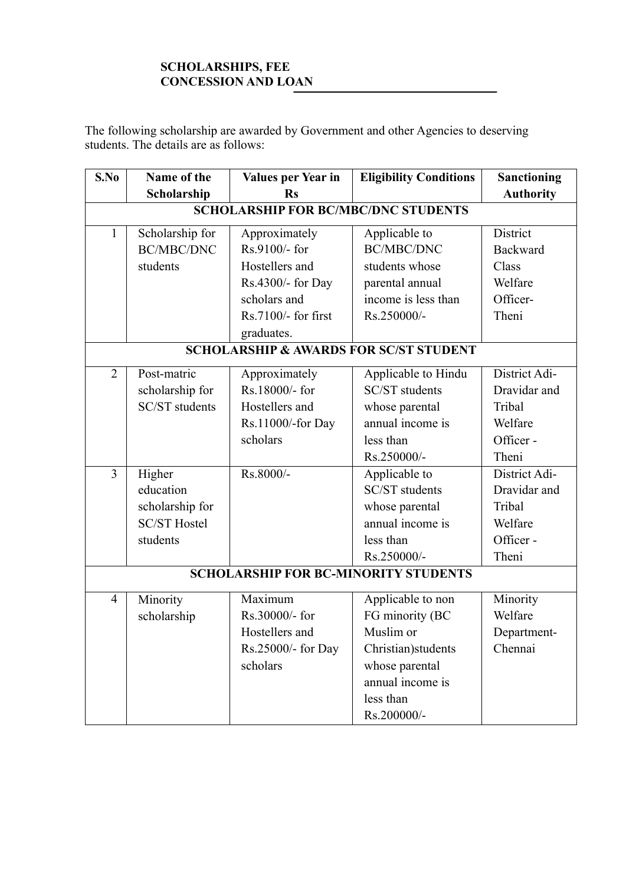## SCHOLARSHIPS, FEE CONCESSION AND LOAN

The following scholarship are awarded by Government and other Agencies to deserving students. The details are as follows:

| S.No | Name of the Scholarship | Values per Year in Rs | Eligibility Conditions | Sanctioning Authority |
|---|---|---|---|---|
| **SCHOLARSHIP FOR BC/MBC/DNC STUDENTS** | | | | |
| 1 | Scholarship for BC/MBC/DNC students | Approximately Rs.9100/- for Hostellers and Rs.4300/- for Day scholars and Rs.7100/- for first graduates. | Applicable to BC/MBC/DNC students whose parental annual income is less than Rs.250000/- | District Backward Class Welfare Officer-Theni |
| **SCHOLARSHIP & AWARDS FOR SC/ST STUDENT** | | | | |
| 2 | Post-matric scholarship for SC/ST students | Approximately Rs.18000/- for Hostellers and Rs.11000/-for Day scholars | Applicable to Hindu SC/ST students whose parental annual income is less than Rs.250000/- | District Adi-Dravidar and Tribal Welfare Officer - Theni |
| 3 | Higher education scholarship for SC/ST Hostel students | Rs.8000/- | Applicable to SC/ST students whose parental annual income is less than Rs.250000/- | District Adi-Dravidar and Tribal Welfare Officer - Theni |
| **SCHOLARSHIP FOR BC-MINORITY STUDENTS** | | | | |
| 4 | Minority scholarship | Maximum Rs.30000/- for Hostellers and Rs.25000/- for Day scholars | Applicable to non FG minority (BC Muslim or Christian)students whose parental annual income is less than Rs.200000/- | Minority Welfare Department-Chennai |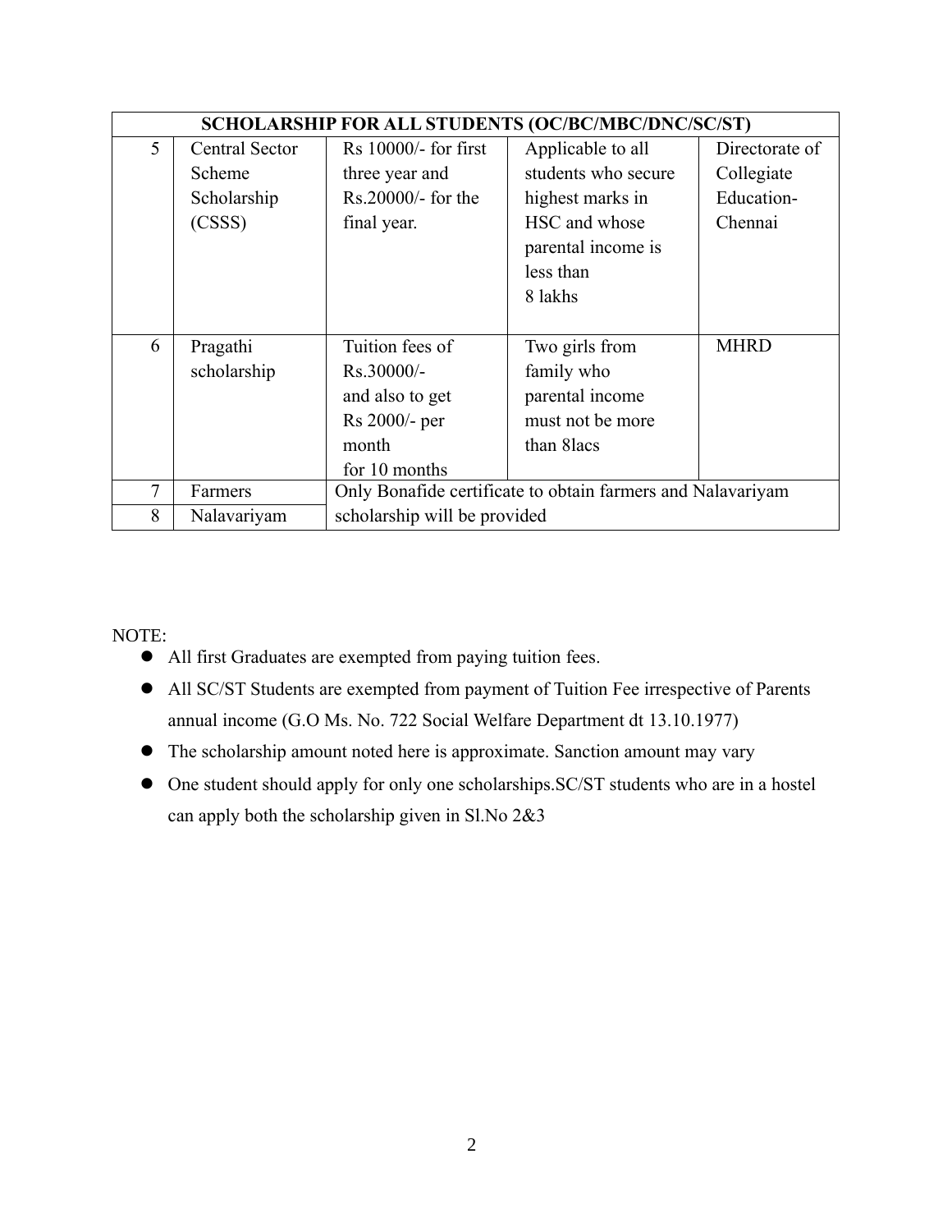| SCHOLARSHIP FOR ALL STUDENTS (OC/BC/MBC/DNC/SC/ST) | | | | |
|---|---|---|---|---|
| 5 | Central Sector Scheme Scholarship (CSSS) | Rs 10000/- for first three year and Rs.20000/- for the final year. | Applicable to all students who secure highest marks in HSC and whose parental income is less than 8 lakhs | Directorate of Collegiate Education-Chennai |
| 6 | Pragathi scholarship | Tuition fees of Rs.30000/- and also to get Rs 2000/- per month for 10 months | Two girls from family who parental income must not be more than 8lacs | MHRD |
| 7 | Farmers | Only Bonafide certificate to obtain farmers and Nalavariyam scholarship will be provided | | |
| 8 | Nalavariyam | | | |

NOTE:

- All first Graduates are exempted from paying tuition fees.
- All SC/ST Students are exempted from payment of Tuition Fee irrespective of Parents annual income (G.O Ms. No. 722 Social Welfare Department dt 13.10.1977)
- The scholarship amount noted here is approximate. Sanction amount may vary
- One student should apply for only one scholarships.SC/ST students who are in a hostel can apply both the scholarship given in Sl.No 2&3